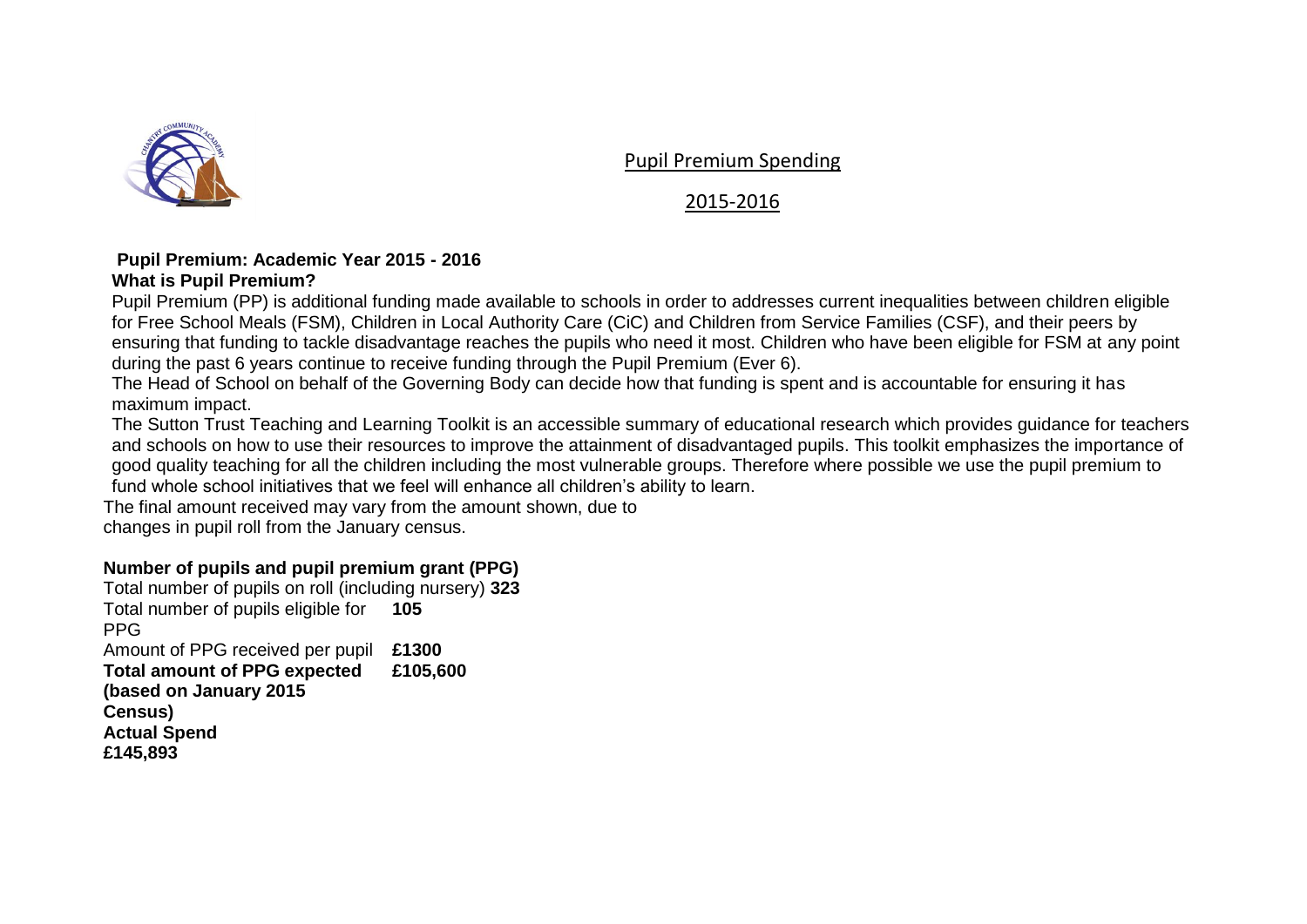# Pupil Premium Spending

## 2015-2016

### Pupil Premium: Academic Year 2015 - 2016

**What is Pupil Premium?**

Pupil Premium (PP) is additional funding made available to schools in order to addresses current inequalities between children eligible for Free School Meals (FSM), Children in Local Authority Care (CiC) and Children from Service Families (CSF), and their peers by ensuring that funding to tackle disadvantage reaches the pupils who need it most. Children who have been eligible for FSM at any point during the past 6 years continue to receive funding through the Pupil Premium (Ever 6).

The Head of School on behalf of the Governing Body can decide how that funding is spent and is accountable for ensuring it has maximum impact.

The Sutton Trust Teaching and Learning Toolkit is an accessible summary of educational research which provides guidance for teachers and schools on how to use their resources to improve the attainment of disadvantaged pupils. This toolkit emphasizes the importance of good quality teaching for all the children including the most vulnerable groups. Therefore where possible we use the pupil premium to fund whole school initiatives that we feel will enhance all children's ability to learn.

The final amount received may vary from the amount shown, due to changes in pupil roll from the January census.

**Number of pupils and pupil premium grant (PPG)**

| | |
|---|---|
| Total number of pupils on roll (including nursery) | **323** |
| Total number of pupils eligible for PPG | **105** |
| Amount of PPG received per pupil | **£1300** |
| **Total amount of PPG expected (based on January 2015 Census)** | **£105,600** |
| **Actual Spend** | **£145,893** |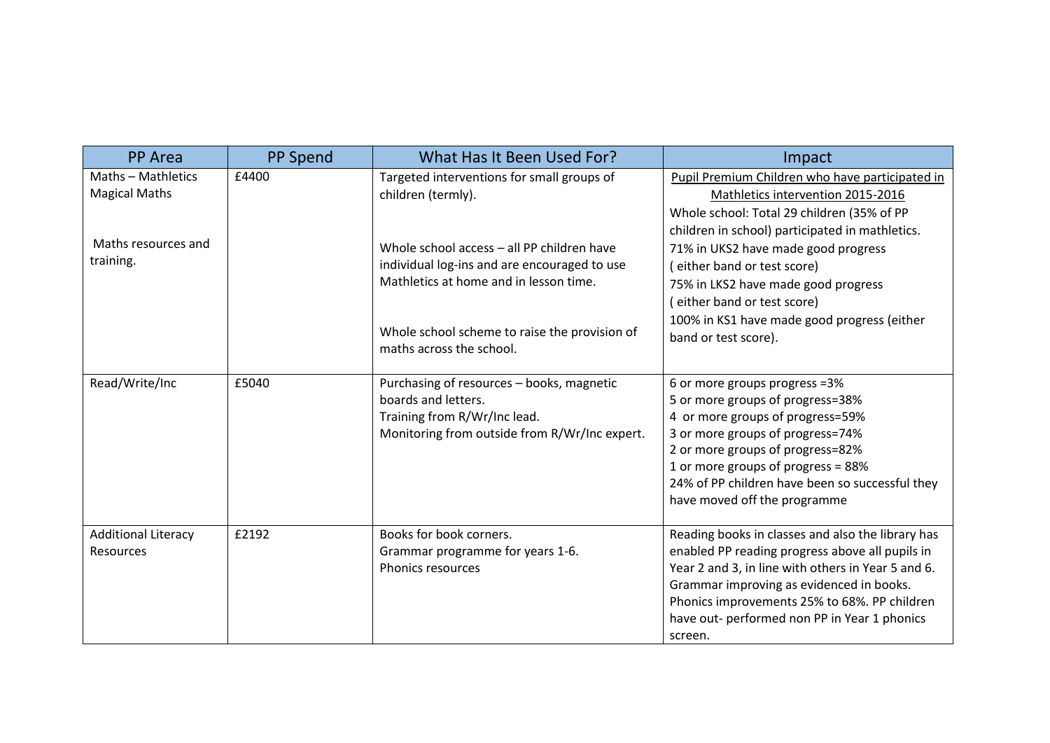| PP Area | PP Spend | What Has It Been Used For? | Impact |
|---|---|---|---|
| Maths – Mathletics<br>Magical Maths<br><br>Maths resources and training. | £4400 | Targeted interventions for small groups of children (termly).<br><br>Whole school access – all PP children have individual log-ins and are encouraged to use Mathletics at home and in lesson time.<br><br>Whole school scheme to raise the provision of maths across the school. | Pupil Premium Children who have participated in Mathletics intervention 2015-2016<br>Whole school: Total 29 children (35% of PP children in school) participated in mathletics.<br>71% in UKS2 have made good progress ( either band or test score)<br>75% in LKS2 have made good progress ( either band or test score)<br>100% in KS1 have made good progress (either band or test score). |
| Read/Write/Inc | £5040 | Purchasing of resources – books, magnetic boards and letters.<br>Training from R/Wr/Inc lead.<br>Monitoring from outside from R/Wr/Inc expert. | 6 or more groups progress =3%<br>5 or more groups of progress=38%<br>4 or more groups of progress=59%<br>3 or more groups of progress=74%<br>2 or more groups of progress=82%<br>1 or more groups of progress = 88%<br>24% of PP children have been so successful they have moved off the programme |
| Additional Literacy Resources | £2192 | Books for book corners.<br>Grammar programme for years 1-6.<br>Phonics resources | Reading books in classes and also the library has enabled PP reading progress above all pupils in Year 2 and 3, in line with others in Year 5 and 6.<br>Grammar improving as evidenced in books.<br>Phonics improvements 25% to 68%. PP children have out- performed non PP in Year 1 phonics screen. |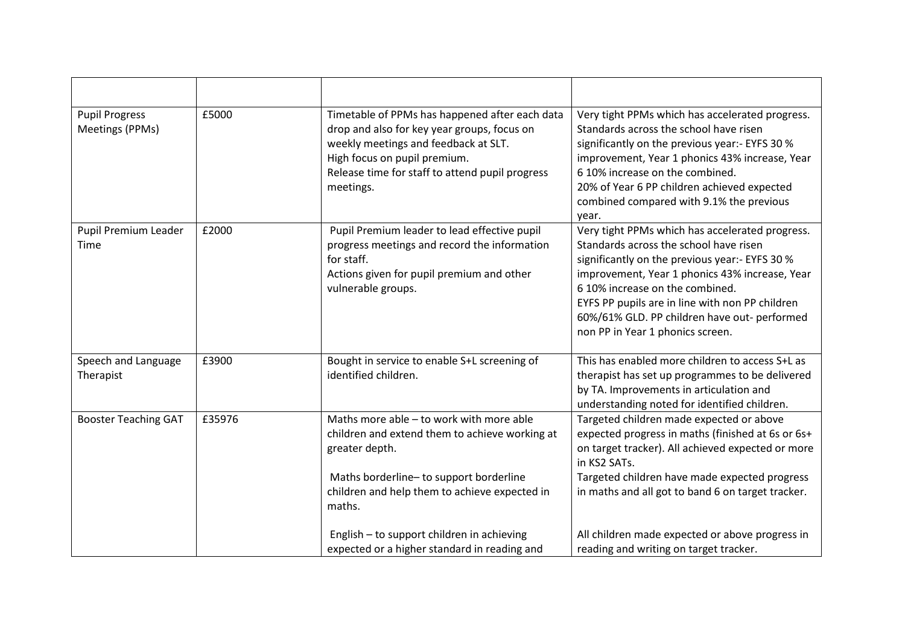| | | | |
|---|---|---|---|
| Pupil Progress Meetings (PPMs) | £5000 | Timetable of PPMs has happened after each data drop and also for key year groups, focus on weekly meetings and feedback at SLT.<br>High focus on pupil premium.<br>Release time for staff to attend pupil progress meetings. | Very tight PPMs which has accelerated progress. Standards across the school have risen significantly on the previous year:- EYFS 30 % improvement, Year 1 phonics 43% increase, Year 6 10% increase on the combined.<br>20% of Year 6 PP children achieved expected combined compared with 9.1% the previous year. |
| Pupil Premium Leader Time | £2000 | Pupil Premium leader to lead effective pupil progress meetings and record the information for staff.<br>Actions given for pupil premium and other vulnerable groups. | Very tight PPMs which has accelerated progress. Standards across the school have risen significantly on the previous year:- EYFS 30 % improvement, Year 1 phonics 43% increase, Year 6 10% increase on the combined.<br>EYFS PP pupils are in line with non PP children 60%/61% GLD. PP children have out- performed non PP in Year 1 phonics screen. |
| Speech and Language Therapist | £3900 | Bought in service to enable S+L screening of identified children. | This has enabled more children to access S+L as therapist has set up programmes to be delivered by TA. Improvements in articulation and understanding noted for identified children. |
| Booster Teaching GAT | £35976 | Maths more able – to work with more able children and extend them to achieve working at greater depth.<br><br>Maths borderline– to support borderline children and help them to achieve expected in maths.<br><br>English – to support children in achieving expected or a higher standard in reading and | Targeted children made expected or above expected progress in maths (finished at 6s or 6s+ on target tracker). All achieved expected or more in KS2 SATs.<br>Targeted children have made expected progress in maths and all got to band 6 on target tracker.<br><br>All children made expected or above progress in reading and writing on target tracker. |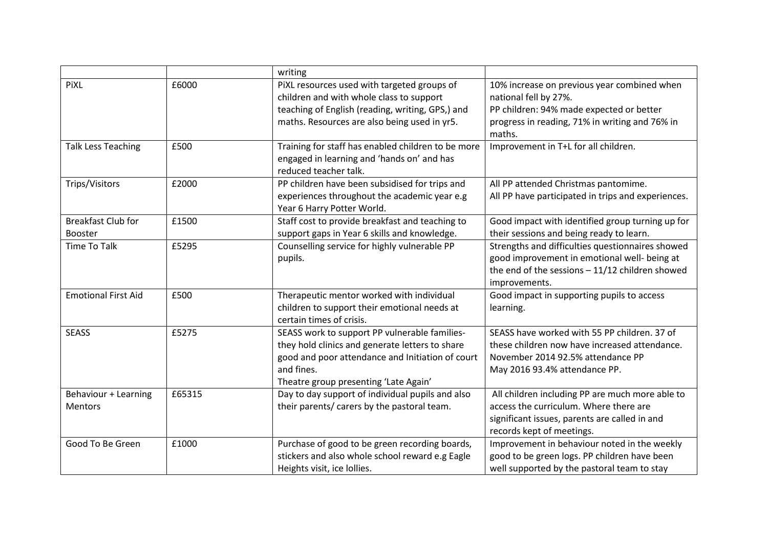| | | writing | |
|---|---|---|---|
| PiXL | £6000 | PiXL resources used with targeted groups of children and with whole class to support teaching of English (reading, writing, GPS,) and maths. Resources are also being used in yr5. | 10% increase on previous year combined when national fell by 27%. PP children: 94% made expected or better progress in reading, 71% in writing and 76% in maths. |
| Talk Less Teaching | £500 | Training for staff has enabled children to be more engaged in learning and 'hands on' and has reduced teacher talk. | Improvement in T+L for all children. |
| Trips/Visitors | £2000 | PP children have been subsidised for trips and experiences throughout the academic year e.g Year 6 Harry Potter World. | All PP attended Christmas pantomime. All PP have participated in trips and experiences. |
| Breakfast Club for Booster | £1500 | Staff cost to provide breakfast and teaching to support gaps in Year 6 skills and knowledge. | Good impact with identified group turning up for their sessions and being ready to learn. |
| Time To Talk | £5295 | Counselling service for highly vulnerable PP pupils. | Strengths and difficulties questionnaires showed good improvement in emotional well- being at the end of the sessions – 11/12 children showed improvements. |
| Emotional First Aid | £500 | Therapeutic mentor worked with individual children to support their emotional needs at certain times of crisis. | Good impact in supporting pupils to access learning. |
| SEASS | £5275 | SEASS work to support PP vulnerable families- they hold clinics and generate letters to share good and poor attendance and Initiation of court and fines. Theatre group presenting 'Late Again' | SEASS have worked with 55 PP children. 37 of these children now have increased attendance. November 2014 92.5% attendance PP May 2016 93.4% attendance PP. |
| Behaviour + Learning Mentors | £65315 | Day to day support of individual pupils and also their parents/ carers by the pastoral team. | All children including PP are much more able to access the curriculum. Where there are significant issues, parents are called in and records kept of meetings. |
| Good To Be Green | £1000 | Purchase of good to be green recording boards, stickers and also whole school reward e.g Eagle Heights visit, ice lollies. | Improvement in behaviour noted in the weekly good to be green logs. PP children have been well supported by the pastoral team to stay |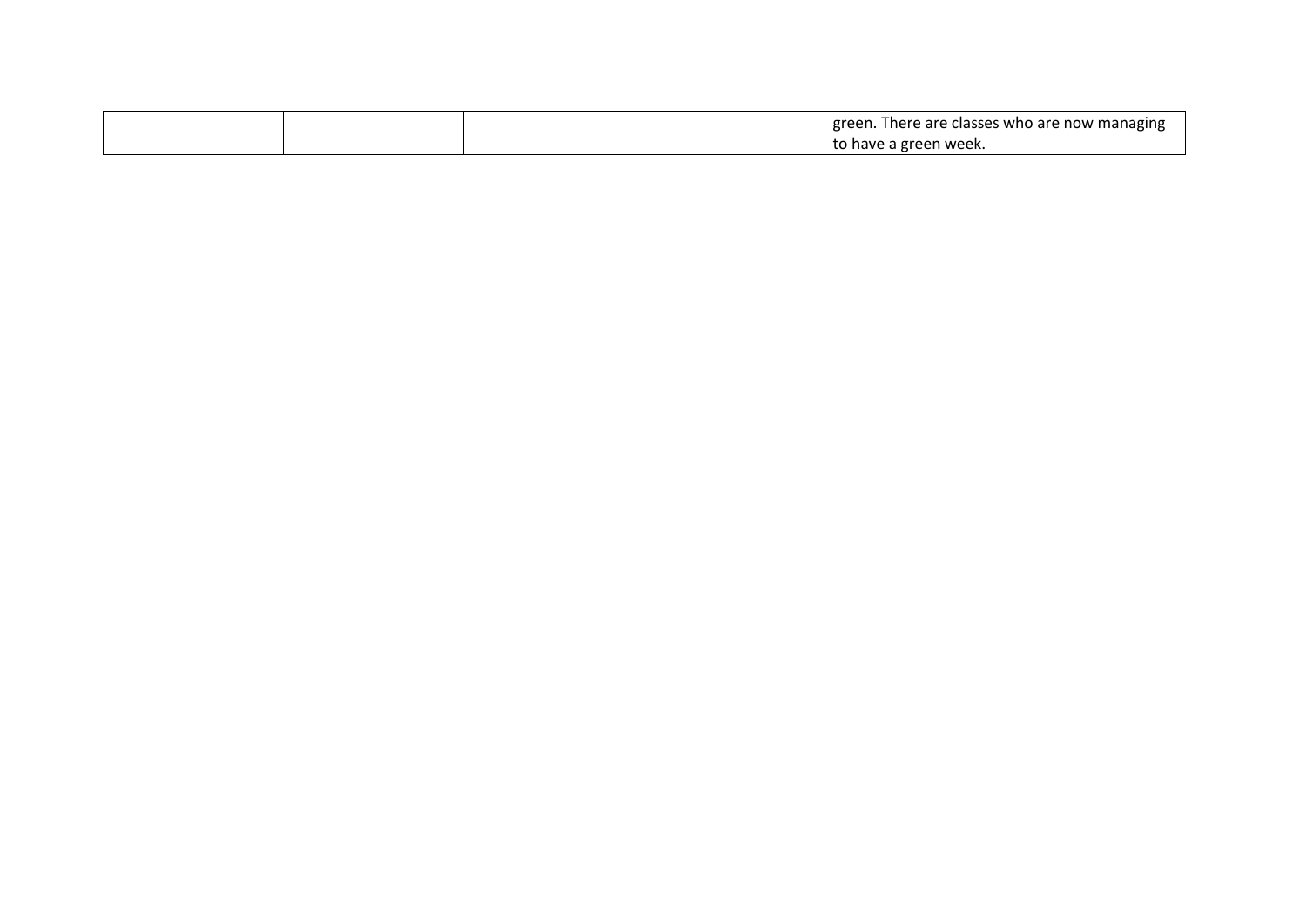| | | | |
|---|---|---|---|
| | | | green. There are classes who are now managing to have a green week. |